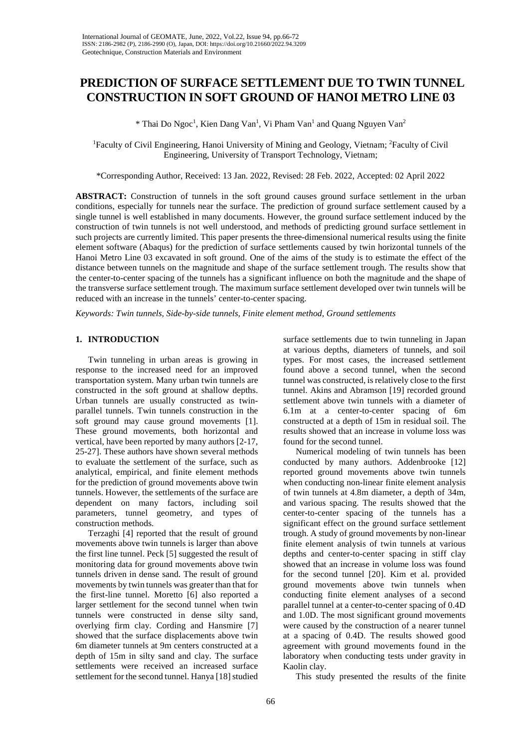# PREDICTION OF SURFACE SETTLEMENT DUE TO TWIN TUNNEL CONSTRUCTION IN SOFT GROUND OF HANOI METRO LINE 03

\* Thai Do Ngoc[1], Kien Dang Van[1], Vi Pham Van[1] and Quang Nguyen Van[2]

[1]Faculty of Civil Engineering, Hanoi University of Mining and Geology, Vietnam; [2]Faculty of Civil Engineering, University of Transport Technology, Vietnam;

\*Corresponding Author, Received: 13 Jan. 2022, Revised: 28 Feb. 2022, Accepted: 02 April 2022

**ABSTRACT:** Construction of tunnels in the soft ground causes ground surface settlement in the urban conditions, especially for tunnels near the surface. The prediction of ground surface settlement caused by a single tunnel is well established in many documents. However, the ground surface settlement induced by the construction of twin tunnels is not well understood, and methods of predicting ground surface settlement in such projects are currently limited. This paper presents the three-dimensional numerical results using the finite element software (Abaqus) for the prediction of surface settlements caused by twin horizontal tunnels of the Hanoi Metro Line 03 excavated in soft ground. One of the aims of the study is to estimate the effect of the distance between tunnels on the magnitude and shape of the surface settlement trough. The results show that the center-to-center spacing of the tunnels has a significant influence on both the magnitude and the shape of the transverse surface settlement trough. The maximum surface settlement developed over twin tunnels will be reduced with an increase in the tunnels' center-to-center spacing.

*Keywords: Twin tunnels, Side-by-side tunnels, Finite element method, Ground settlements*

## 1. INTRODUCTION

Twin tunneling in urban areas is growing in response to the increased need for an improved transportation system. Many urban twin tunnels are constructed in the soft ground at shallow depths. Urban tunnels are usually constructed as twin-parallel tunnels. Twin tunnels construction in the soft ground may cause ground movements [1]. These ground movements, both horizontal and vertical, have been reported by many authors [2-17, 25-27]. These authors have shown several methods to evaluate the settlement of the surface, such as analytical, empirical, and finite element methods for the prediction of ground movements above twin tunnels. However, the settlements of the surface are dependent on many factors, including soil parameters, tunnel geometry, and types of construction methods.

Terzaghi [4] reported that the result of ground movements above twin tunnels is larger than above the first line tunnel. Peck [5] suggested the result of monitoring data for ground movements above twin tunnels driven in dense sand. The result of ground movements by twin tunnels was greater than that for the first-line tunnel. Moretto [6] also reported a larger settlement for the second tunnel when twin tunnels were constructed in dense silty sand, overlying firm clay. Cording and Hansmire [7] showed that the surface displacements above twin 6m diameter tunnels at 9m centers constructed at a depth of 15m in silty sand and clay. The surface settlements were received an increased surface settlement for the second tunnel. Hanya [18] studied surface settlements due to twin tunneling in Japan at various depths, diameters of tunnels, and soil types. For most cases, the increased settlement found above a second tunnel, when the second tunnel was constructed, is relatively close to the first tunnel. Akins and Abramson [19] recorded ground settlement above twin tunnels with a diameter of 6.1m at a center-to-center spacing of 6m constructed at a depth of 15m in residual soil. The results showed that an increase in volume loss was found for the second tunnel.

Numerical modeling of twin tunnels has been conducted by many authors. Addenbrooke [12] reported ground movements above twin tunnels when conducting non-linear finite element analysis of twin tunnels at 4.8m diameter, a depth of 34m, and various spacing. The results showed that the center-to-center spacing of the tunnels has a significant effect on the ground surface settlement trough. A study of ground movements by non-linear finite element analysis of twin tunnels at various depths and center-to-center spacing in stiff clay showed that an increase in volume loss was found for the second tunnel [20]. Kim et al. provided ground movements above twin tunnels when conducting finite element analyses of a second parallel tunnel at a center-to-center spacing of 0.4D and 1.0D. The most significant ground movements were caused by the construction of a nearer tunnel at a spacing of 0.4D. The results showed good agreement with ground movements found in the laboratory when conducting tests under gravity in Kaolin clay.

This study presented the results of the finite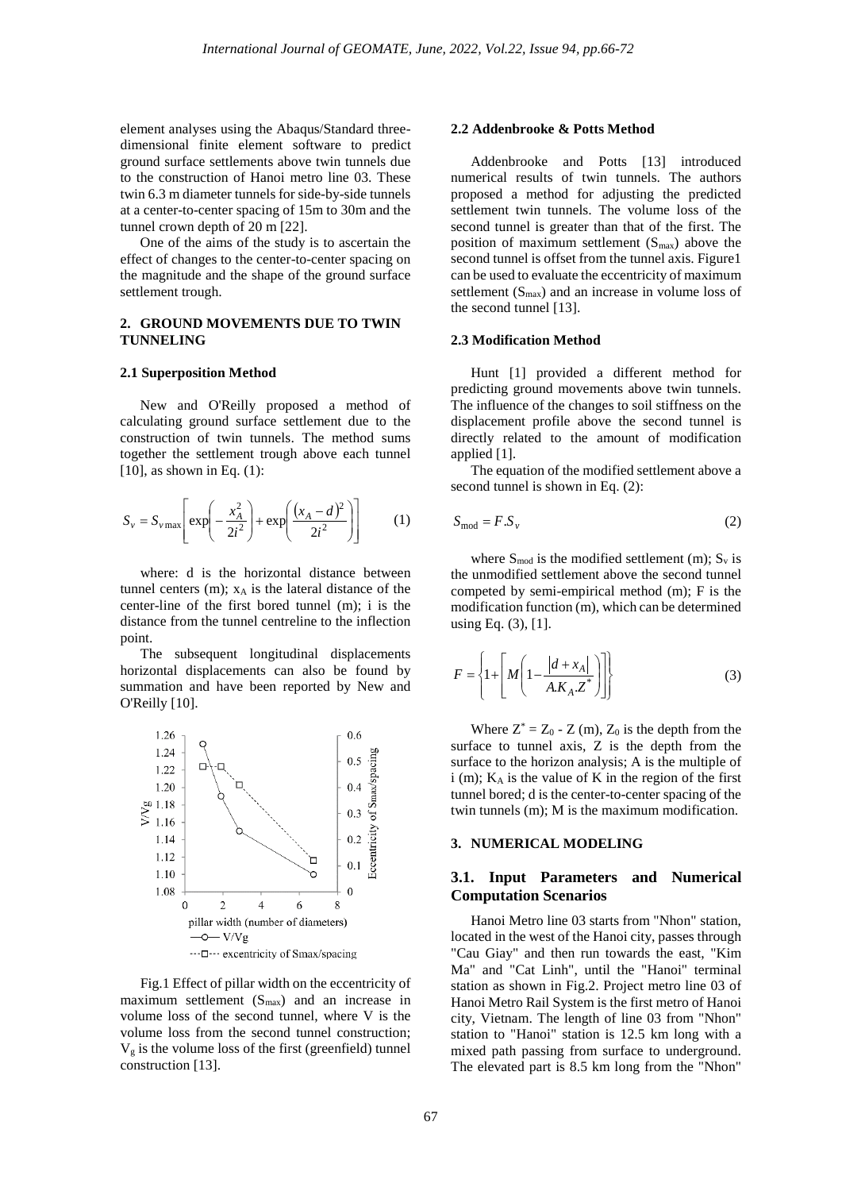element analyses using the Abaqus/Standard three-dimensional finite element software to predict ground surface settlements above twin tunnels due to the construction of Hanoi metro line 03. These twin 6.3 m diameter tunnels for side-by-side tunnels at a center-to-center spacing of 15m to 30m and the tunnel crown depth of 20 m [22].

One of the aims of the study is to ascertain the effect of changes to the center-to-center spacing on the magnitude and the shape of the ground surface settlement trough.

## 2. GROUND MOVEMENTS DUE TO TWIN TUNNELING

### 2.1 Superposition Method

New and O'Reilly proposed a method of calculating ground surface settlement due to the construction of twin tunnels. The method sums together the settlement trough above each tunnel [10], as shown in Eq. (1):

$$S_v = S_{v\max}\left[\exp\left(-\frac{x_A^2}{2i^2}\right)+\exp\left(\frac{(x_A-d)^2}{2i^2}\right)\right] \qquad (1)$$

where: d is the horizontal distance between tunnel centers (m); $x_A$ is the lateral distance of the center-line of the first bored tunnel (m); i is the distance from the tunnel centreline to the inflection point.

The subsequent longitudinal displacements horizontal displacements can also be found by summation and have been reported by New and O'Reilly [10].

Fig.1 Effect of pillar width on the eccentricity of maximum settlement ($S_{max}$) and an increase in volume loss of the second tunnel, where V is the volume loss from the second tunnel construction; $V_g$ is the volume loss of the first (greenfield) tunnel construction [13].

### 2.2 Addenbrooke & Potts Method

Addenbrooke and Potts [13] introduced numerical results of twin tunnels. The authors proposed a method for adjusting the predicted settlement twin tunnels. The volume loss of the second tunnel is greater than that of the first. The position of maximum settlement ($S_{max}$) above the second tunnel is offset from the tunnel axis. Figure1 can be used to evaluate the eccentricity of maximum settlement ($S_{max}$) and an increase in volume loss of the second tunnel [13].

### 2.3 Modification Method

Hunt [1] provided a different method for predicting ground movements above twin tunnels. The influence of the changes to soil stiffness on the displacement profile above the second tunnel is directly related to the amount of modification applied [1].

The equation of the modified settlement above a second tunnel is shown in Eq. (2):

$$S_{\text{mod}} = F.S_v \qquad (2)$$

where $S_{mod}$ is the modified settlement (m); $S_v$ is the unmodified settlement above the second tunnel competed by semi-empirical method (m); F is the modification function (m), which can be determined using Eq. (3), [1].

$$F = \left\{1+\left[M\left(1-\frac{|d+x_A|}{A.K_A.Z^*}\right)\right]\right\} \qquad (3)$$

Where $Z^* = Z_0 - Z$ (m), $Z_0$ is the depth from the surface to tunnel axis, Z is the depth from the surface to the horizon analysis; A is the multiple of i (m); $K_A$ is the value of K in the region of the first tunnel bored; d is the center-to-center spacing of the twin tunnels (m); M is the maximum modification.

## 3. NUMERICAL MODELING

### 3.1. Input Parameters and Numerical Computation Scenarios

Hanoi Metro line 03 starts from "Nhon" station, located in the west of the Hanoi city, passes through "Cau Giay" and then run towards the east, "Kim Ma" and "Cat Linh", until the "Hanoi" terminal station as shown in Fig.2. Project metro line 03 of Hanoi Metro Rail System is the first metro of Hanoi city, Vietnam. The length of line 03 from "Nhon" station to "Hanoi" station is 12.5 km long with a mixed path passing from surface to underground. The elevated part is 8.5 km long from the "Nhon"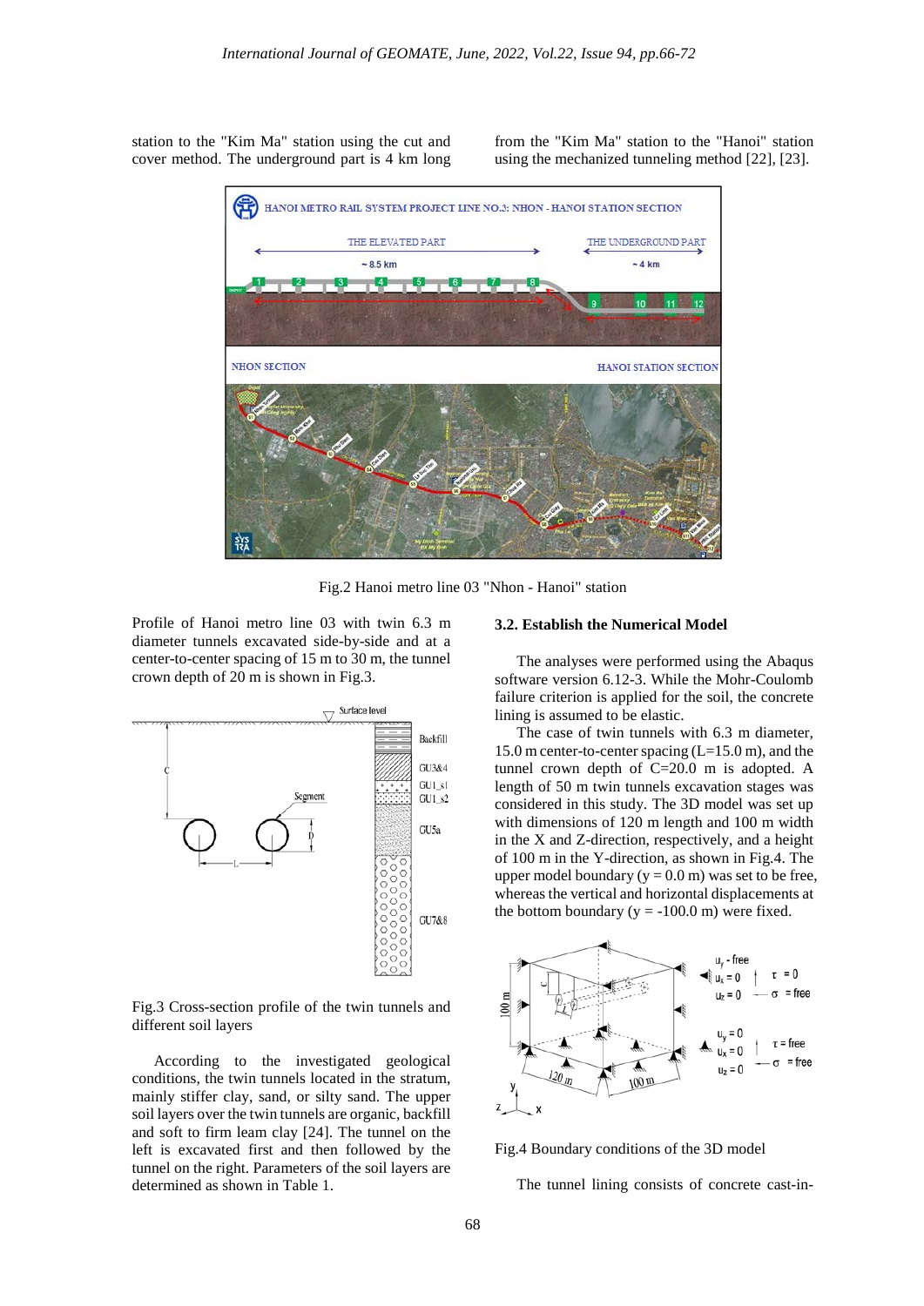station to the "Kim Ma" station using the cut and cover method. The underground part is 4 km long from the "Kim Ma" station to the "Hanoi" station using the mechanized tunneling method [22], [23].

Fig.2 Hanoi metro line 03 "Nhon - Hanoi" station

Profile of Hanoi metro line 03 with twin 6.3 m diameter tunnels excavated side-by-side and at a center-to-center spacing of 15 m to 30 m, the tunnel crown depth of 20 m is shown in Fig.3.

Fig.3 Cross-section profile of the twin tunnels and different soil layers

According to the investigated geological conditions, the twin tunnels located in the stratum, mainly stiffer clay, sand, or silty sand. The upper soil layers over the twin tunnels are organic, backfill and soft to firm leam clay [24]. The tunnel on the left is excavated first and then followed by the tunnel on the right. Parameters of the soil layers are determined as shown in Table 1.

### 3.2. Establish the Numerical Model

The analyses were performed using the Abaqus software version 6.12-3. While the Mohr-Coulomb failure criterion is applied for the soil, the concrete lining is assumed to be elastic.

The case of twin tunnels with 6.3 m diameter, 15.0 m center-to-center spacing (L=15.0 m), and the tunnel crown depth of C=20.0 m is adopted. A length of 50 m twin tunnels excavation stages was considered in this study. The 3D model was set up with dimensions of 120 m length and 100 m width in the X and Z-direction, respectively, and a height of 100 m in the Y-direction, as shown in Fig.4. The upper model boundary (y = 0.0 m) was set to be free, whereas the vertical and horizontal displacements at the bottom boundary (y = -100.0 m) were fixed.

Fig.4 Boundary conditions of the 3D model

The tunnel lining consists of concrete cast-in-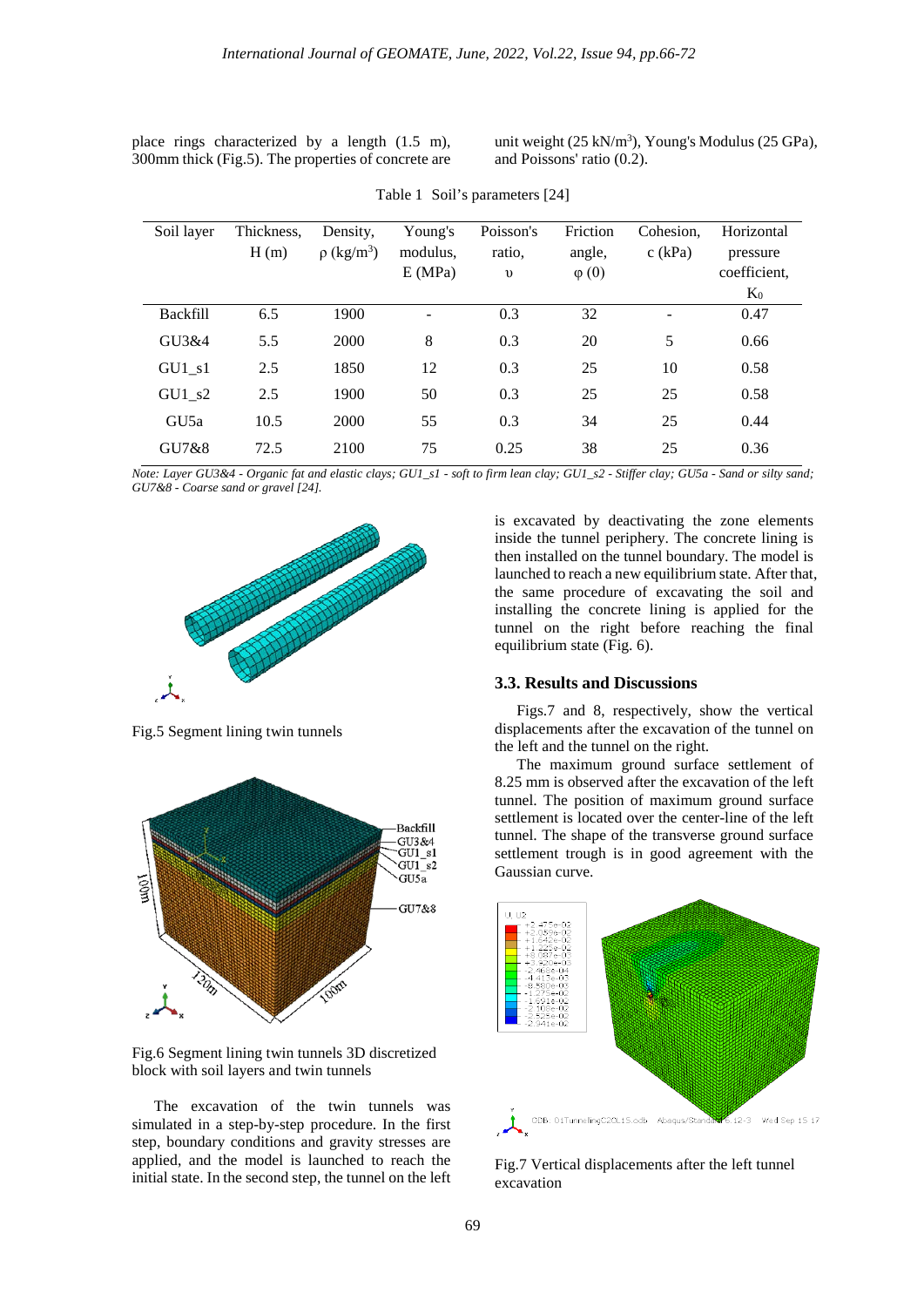place rings characterized by a length (1.5 m), 300mm thick (Fig.5). The properties of concrete are unit weight (25 kN/m$^3$), Young's Modulus (25 GPa), and Poissons' ratio (0.2).

Table 1 Soil's parameters [24]

| Soil layer | Thickness, H (m) | Density, $\rho$ (kg/m$^3$) | Young's modulus, E (MPa) | Poisson's ratio, $\upsilon$ | Friction angle, $\varphi$ (0) | Cohesion, c (kPa) | Horizontal pressure coefficient, $K_0$ |
|---|---|---|---|---|---|---|---|
| Backfill | 6.5 | 1900 | - | 0.3 | 32 | - | 0.47 |
| GU3&4 | 5.5 | 2000 | 8 | 0.3 | 20 | 5 | 0.66 |
| GU1_s1 | 2.5 | 1850 | 12 | 0.3 | 25 | 10 | 0.58 |
| GU1_s2 | 2.5 | 1900 | 50 | 0.3 | 25 | 25 | 0.58 |
| GU5a | 10.5 | 2000 | 55 | 0.3 | 34 | 25 | 0.44 |
| GU7&8 | 72.5 | 2100 | 75 | 0.25 | 38 | 25 | 0.36 |

*Note: Layer GU3&4 - Organic fat and elastic clays; GU1_s1 - soft to firm lean clay; GU1_s2 - Stiffer clay; GU5a - Sand or silty sand; GU7&8 - Coarse sand or gravel [24].*

Fig.5 Segment lining twin tunnels

Fig.6 Segment lining twin tunnels 3D discretized block with soil layers and twin tunnels

The excavation of the twin tunnels was simulated in a step-by-step procedure. In the first step, boundary conditions and gravity stresses are applied, and the model is launched to reach the initial state. In the second step, the tunnel on the left is excavated by deactivating the zone elements inside the tunnel periphery. The concrete lining is then installed on the tunnel boundary. The model is launched to reach a new equilibrium state. After that, the same procedure of excavating the soil and installing the concrete lining is applied for the tunnel on the right before reaching the final equilibrium state (Fig. 6).

### 3.3. Results and Discussions

Figs.7 and 8, respectively, show the vertical displacements after the excavation of the tunnel on the left and the tunnel on the right.

The maximum ground surface settlement of 8.25 mm is observed after the excavation of the left tunnel. The position of maximum ground surface settlement is located over the center-line of the left tunnel. The shape of the transverse ground surface settlement trough is in good agreement with the Gaussian curve.

Fig.7 Vertical displacements after the left tunnel excavation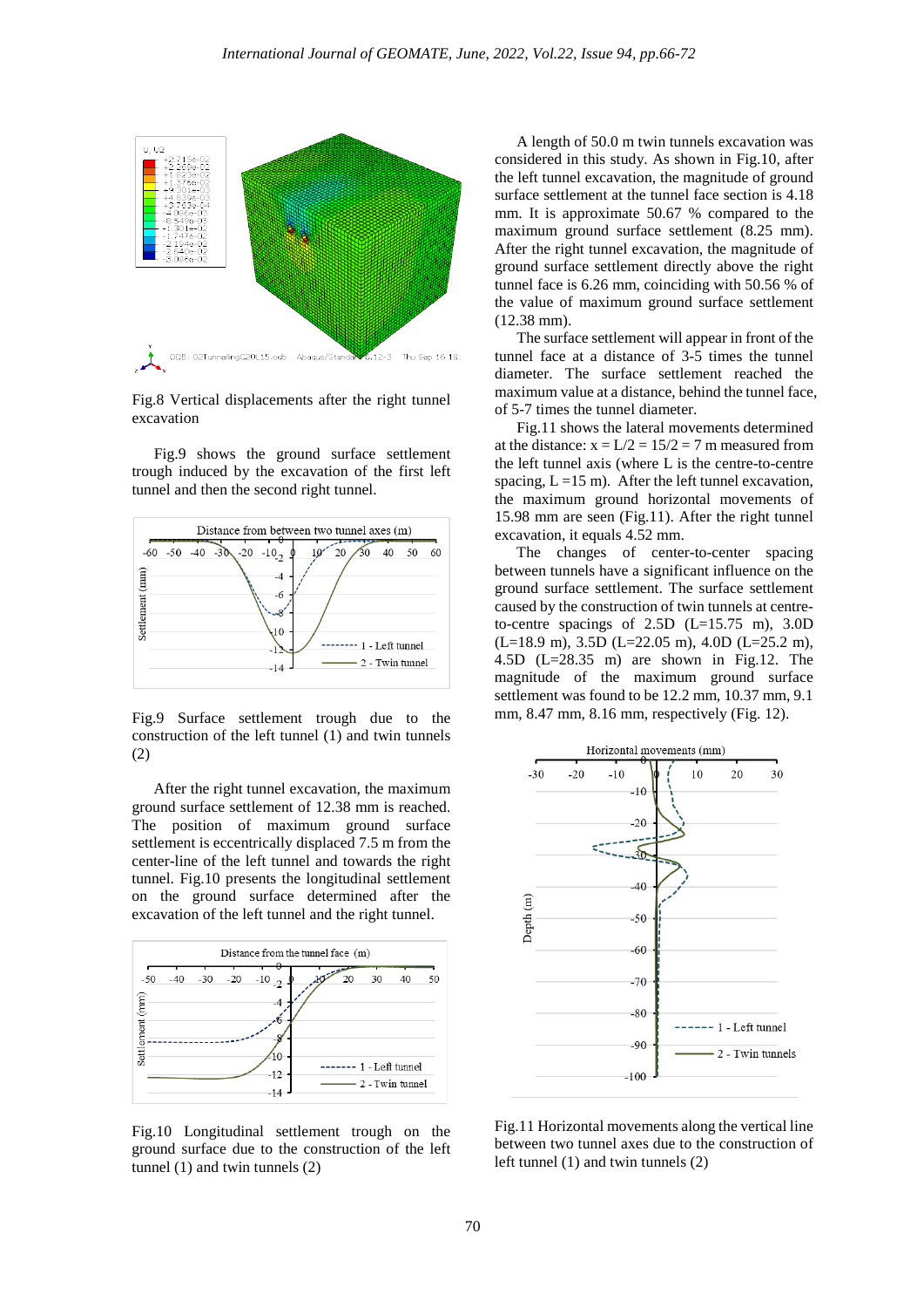Fig.8 Vertical displacements after the right tunnel excavation

Fig.9 shows the ground surface settlement trough induced by the excavation of the first left tunnel and then the second right tunnel.

Fig.9 Surface settlement trough due to the construction of the left tunnel (1) and twin tunnels (2)

After the right tunnel excavation, the maximum ground surface settlement of 12.38 mm is reached. The position of maximum ground surface settlement is eccentrically displaced 7.5 m from the center-line of the left tunnel and towards the right tunnel. Fig.10 presents the longitudinal settlement on the ground surface determined after the excavation of the left tunnel and the right tunnel.

Fig.10 Longitudinal settlement trough on the ground surface due to the construction of the left tunnel (1) and twin tunnels (2)

A length of 50.0 m twin tunnels excavation was considered in this study. As shown in Fig.10, after the left tunnel excavation, the magnitude of ground surface settlement at the tunnel face section is 4.18 mm. It is approximate 50.67 % compared to the maximum ground surface settlement (8.25 mm). After the right tunnel excavation, the magnitude of ground surface settlement directly above the right tunnel face is 6.26 mm, coinciding with 50.56 % of the value of maximum ground surface settlement (12.38 mm).

The surface settlement will appear in front of the tunnel face at a distance of 3-5 times the tunnel diameter. The surface settlement reached the maximum value at a distance, behind the tunnel face, of 5-7 times the tunnel diameter.

Fig.11 shows the lateral movements determined at the distance: $x = L/2 = 15/2 = 7$ m measured from the left tunnel axis (where L is the centre-to-centre spacing, $L = 15$ m). After the left tunnel excavation, the maximum ground horizontal movements of 15.98 mm are seen (Fig.11). After the right tunnel excavation, it equals 4.52 mm.

The changes of center-to-center spacing between tunnels have a significant influence on the ground surface settlement. The surface settlement caused by the construction of twin tunnels at centre-to-centre spacings of 2.5D (L=15.75 m), 3.0D (L=18.9 m), 3.5D (L=22.05 m), 4.0D (L=25.2 m), 4.5D (L=28.35 m) are shown in Fig.12. The magnitude of the maximum ground surface settlement was found to be 12.2 mm, 10.37 mm, 9.1 mm, 8.47 mm, 8.16 mm, respectively (Fig. 12).

Fig.11 Horizontal movements along the vertical line between two tunnel axes due to the construction of left tunnel (1) and twin tunnels (2)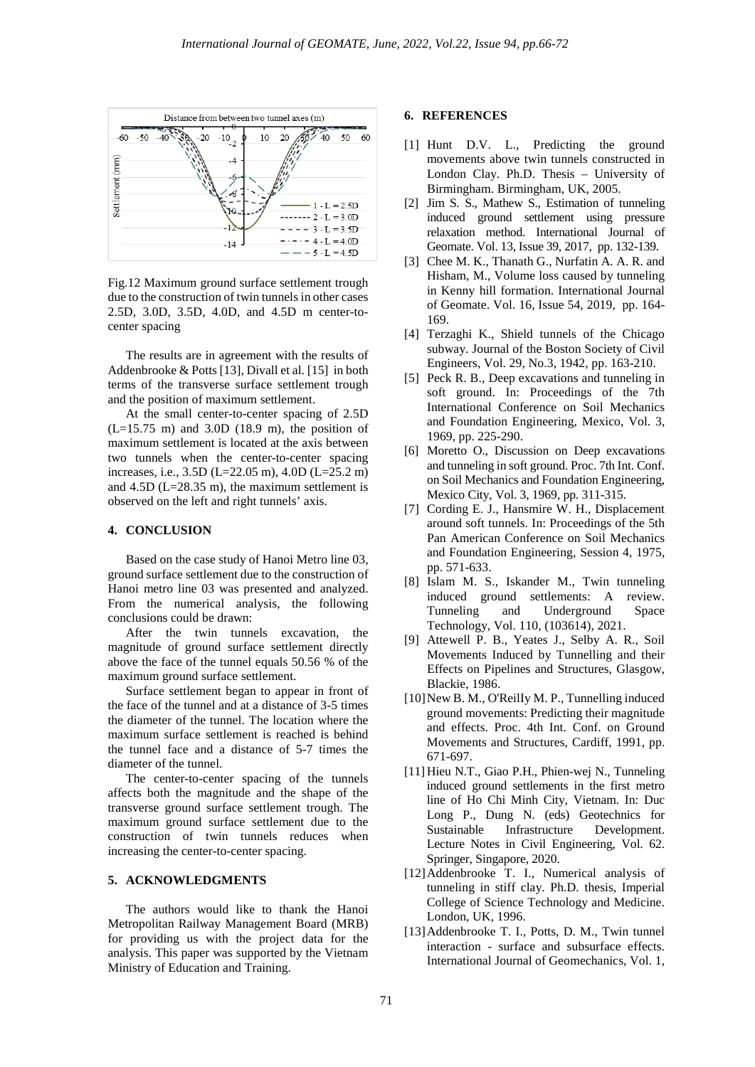Fig.12 Maximum ground surface settlement trough due to the construction of twin tunnels in other cases 2.5D, 3.0D, 3.5D, 4.0D, and 4.5D m center-to-center spacing

The results are in agreement with the results of Addenbrooke & Potts [13], Divall et al. [15] in both terms of the transverse surface settlement trough and the position of maximum settlement.

At the small center-to-center spacing of 2.5D (L=15.75 m) and 3.0D (18.9 m), the position of maximum settlement is located at the axis between two tunnels when the center-to-center spacing increases, i.e., 3.5D (L=22.05 m), 4.0D (L=25.2 m) and 4.5D (L=28.35 m), the maximum settlement is observed on the left and right tunnels' axis.

## 4. CONCLUSION

Based on the case study of Hanoi Metro line 03, ground surface settlement due to the construction of Hanoi metro line 03 was presented and analyzed. From the numerical analysis, the following conclusions could be drawn:

After the twin tunnels excavation, the magnitude of ground surface settlement directly above the face of the tunnel equals 50.56 % of the maximum ground surface settlement.

Surface settlement began to appear in front of the face of the tunnel and at a distance of 3-5 times the diameter of the tunnel. The location where the maximum surface settlement is reached is behind the tunnel face and a distance of 5-7 times the diameter of the tunnel.

The center-to-center spacing of the tunnels affects both the magnitude and the shape of the transverse ground surface settlement trough. The maximum ground surface settlement due to the construction of twin tunnels reduces when increasing the center-to-center spacing.

## 5. ACKNOWLEDGMENTS

The authors would like to thank the Hanoi Metropolitan Railway Management Board (MRB) for providing us with the project data for the analysis. This paper was supported by the Vietnam Ministry of Education and Training.

## 6. REFERENCES

[1] Hunt D.V. L., Predicting the ground movements above twin tunnels constructed in London Clay. Ph.D. Thesis – University of Birmingham. Birmingham, UK, 2005.

[2] Jim S. S., Mathew S., Estimation of tunneling induced ground settlement using pressure relaxation method. International Journal of Geomate. Vol. 13, Issue 39, 2017, pp. 132-139.

[3] Chee M. K., Thanath G., Nurfatin A. A. R. and Hisham, M., Volume loss caused by tunneling in Kenny hill formation. International Journal of Geomate. Vol. 16, Issue 54, 2019, pp. 164-169.

[4] Terzaghi K., Shield tunnels of the Chicago subway. Journal of the Boston Society of Civil Engineers, Vol. 29, No.3, 1942, pp. 163-210.

[5] Peck R. B., Deep excavations and tunneling in soft ground. In: Proceedings of the 7th International Conference on Soil Mechanics and Foundation Engineering, Mexico, Vol. 3, 1969, pp. 225-290.

[6] Moretto O., Discussion on Deep excavations and tunneling in soft ground. Proc. 7th Int. Conf. on Soil Mechanics and Foundation Engineering, Mexico City, Vol. 3, 1969, pp. 311-315.

[7] Cording E. J., Hansmire W. H., Displacement around soft tunnels. In: Proceedings of the 5th Pan American Conference on Soil Mechanics and Foundation Engineering, Session 4, 1975, pp. 571-633.

[8] Islam M. S., Iskander M., Twin tunneling induced ground settlements: A review. Tunneling and Underground Space Technology, Vol. 110, (103614), 2021.

[9] Attewell P. B., Yeates J., Selby A. R., Soil Movements Induced by Tunnelling and their Effects on Pipelines and Structures, Glasgow, Blackie, 1986.

[10] New B. M., O'ReilIy M. P., Tunnelling induced ground movements: Predicting their magnitude and effects. Proc. 4th Int. Conf. on Ground Movements and Structures, Cardiff, 1991, pp. 671-697.

[11] Hieu N.T., Giao P.H., Phien-wej N., Tunneling induced ground settlements in the first metro line of Ho Chi Minh City, Vietnam. In: Duc Long P., Dung N. (eds) Geotechnics for Sustainable Infrastructure Development. Lecture Notes in Civil Engineering, Vol. 62. Springer, Singapore, 2020.

[12] Addenbrooke T. I., Numerical analysis of tunneling in stiff clay. Ph.D. thesis, Imperial College of Science Technology and Medicine. London, UK, 1996.

[13] Addenbrooke T. I., Potts, D. M., Twin tunnel interaction - surface and subsurface effects. International Journal of Geomechanics, Vol. 1,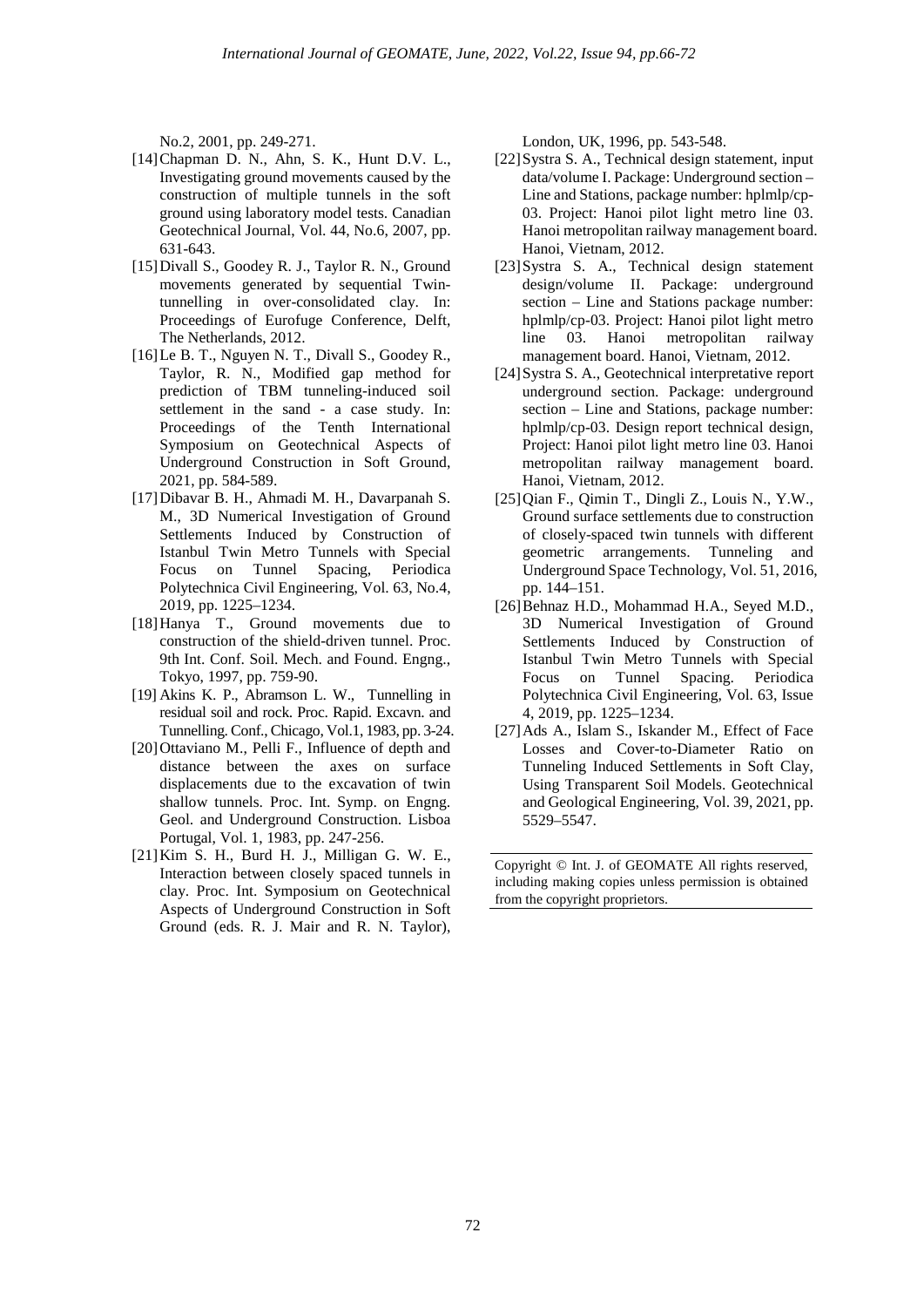No.2, 2001, pp. 249-271.

[14] Chapman D. N., Ahn, S. K., Hunt D.V. L., Investigating ground movements caused by the construction of multiple tunnels in the soft ground using laboratory model tests. Canadian Geotechnical Journal, Vol. 44, No.6, 2007, pp. 631-643.

[15] Divall S., Goodey R. J., Taylor R. N., Ground movements generated by sequential Twin-tunnelling in over-consolidated clay. In: Proceedings of Eurofuge Conference, Delft, The Netherlands, 2012.

[16] Le B. T., Nguyen N. T., Divall S., Goodey R., Taylor, R. N., Modified gap method for prediction of TBM tunneling-induced soil settlement in the sand - a case study. In: Proceedings of the Tenth International Symposium on Geotechnical Aspects of Underground Construction in Soft Ground, 2021, pp. 584-589.

[17] Dibavar B. H., Ahmadi M. H., Davarpanah S. M., 3D Numerical Investigation of Ground Settlements Induced by Construction of Istanbul Twin Metro Tunnels with Special Focus on Tunnel Spacing, Periodica Polytechnica Civil Engineering, Vol. 63, No.4, 2019, pp. 1225–1234.

[18] Hanya T., Ground movements due to construction of the shield-driven tunnel. Proc. 9th Int. Conf. Soil. Mech. and Found. Engng., Tokyo, 1997, pp. 759-90.

[19] Akins K. P., Abramson L. W., Tunnelling in residual soil and rock. Proc. Rapid. Excavn. and Tunnelling. Conf., Chicago, Vol.1, 1983, pp. 3-24.

[20] Ottaviano M., Pelli F., Influence of depth and distance between the axes on surface displacements due to the excavation of twin shallow tunnels. Proc. Int. Symp. on Engng. Geol. and Underground Construction. Lisboa Portugal, Vol. 1, 1983, pp. 247-256.

[21] Kim S. H., Burd H. J., Milligan G. W. E., Interaction between closely spaced tunnels in clay. Proc. Int. Symposium on Geotechnical Aspects of Underground Construction in Soft Ground (eds. R. J. Mair and R. N. Taylor), London, UK, 1996, pp. 543-548.

[22] Systra S. A., Technical design statement, input data/volume I. Package: Underground section – Line and Stations, package number: hplmlp/cp-03. Project: Hanoi pilot light metro line 03. Hanoi metropolitan railway management board. Hanoi, Vietnam, 2012.

[23] Systra S. A., Technical design statement design/volume II. Package: underground section – Line and Stations package number: hplmlp/cp-03. Project: Hanoi pilot light metro line 03. Hanoi metropolitan railway management board. Hanoi, Vietnam, 2012.

[24] Systra S. A., Geotechnical interpretative report underground section. Package: underground section – Line and Stations, package number: hplmlp/cp-03. Design report technical design, Project: Hanoi pilot light metro line 03. Hanoi metropolitan railway management board. Hanoi, Vietnam, 2012.

[25] Qian F., Qimin T., Dingli Z., Louis N., Y.W., Ground surface settlements due to construction of closely-spaced twin tunnels with different geometric arrangements. Tunneling and Underground Space Technology, Vol. 51, 2016, pp. 144–151.

[26] Behnaz H.D., Mohammad H.A., Seyed M.D., 3D Numerical Investigation of Ground Settlements Induced by Construction of Istanbul Twin Metro Tunnels with Special Focus on Tunnel Spacing. Periodica Polytechnica Civil Engineering, Vol. 63, Issue 4, 2019, pp. 1225–1234.

[27] Ads A., Islam S., Iskander M., Effect of Face Losses and Cover-to-Diameter Ratio on Tunneling Induced Settlements in Soft Clay, Using Transparent Soil Models. Geotechnical and Geological Engineering, Vol. 39, 2021, pp. 5529–5547.

---

Copyright © Int. J. of GEOMATE All rights reserved, including making copies unless permission is obtained from the copyright proprietors.